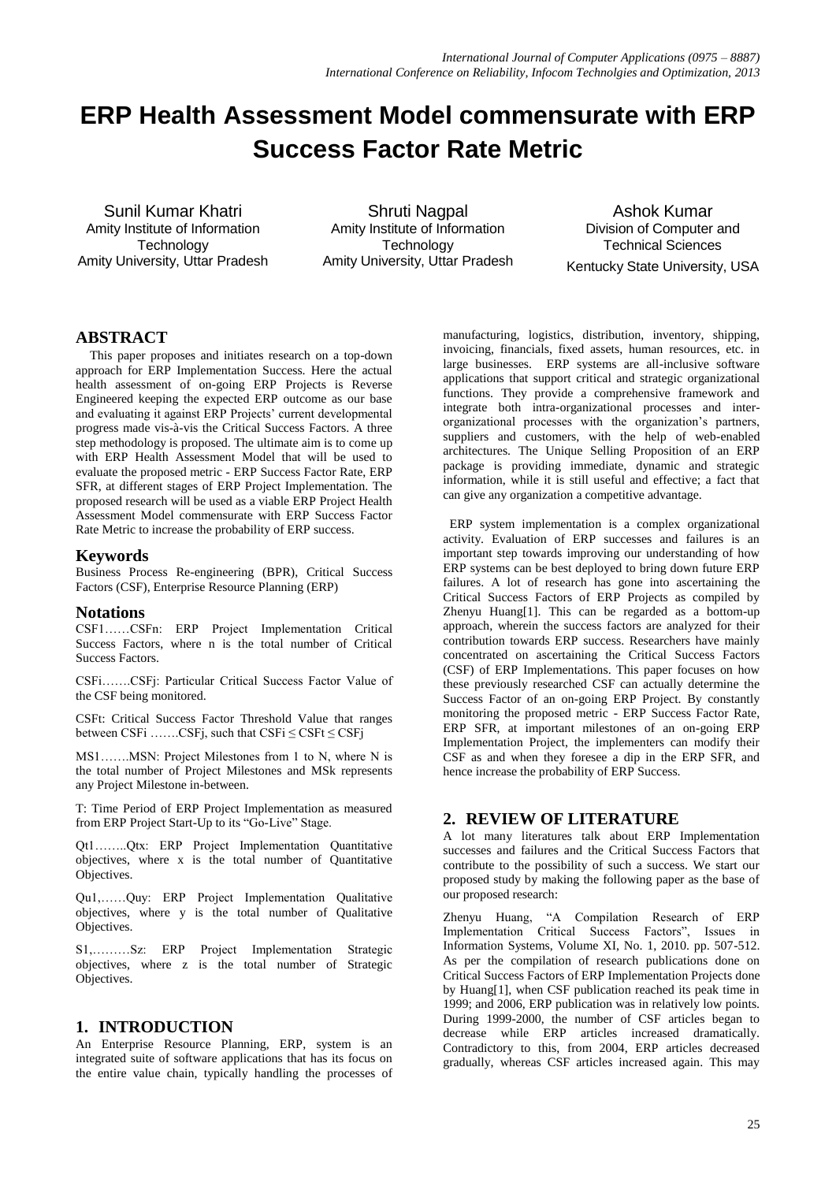# ERP Health Assessment Model commensurate with ERP Success Factor Rate Metric

Sunil Kumar Khatri
Amity Institute of Information Technology
Amity University, Uttar Pradesh

Shruti Nagpal
Amity Institute of Information Technology
Amity University, Uttar Pradesh

Ashok Kumar
Division of Computer and Technical Sciences
Kentucky State University, USA

## ABSTRACT

This paper proposes and initiates research on a top-down approach for ERP Implementation Success. Here the actual health assessment of on-going ERP Projects is Reverse Engineered keeping the expected ERP outcome as our base and evaluating it against ERP Projects' current developmental progress made vis-à-vis the Critical Success Factors. A three step methodology is proposed. The ultimate aim is to come up with ERP Health Assessment Model that will be used to evaluate the proposed metric - ERP Success Factor Rate, ERP SFR, at different stages of ERP Project Implementation. The proposed research will be used as a viable ERP Project Health Assessment Model commensurate with ERP Success Factor Rate Metric to increase the probability of ERP success.

### Keywords

Business Process Re-engineering (BPR), Critical Success Factors (CSF), Enterprise Resource Planning (ERP)

### Notations

CSF1……CSFn: ERP Project Implementation Critical Success Factors, where n is the total number of Critical Success Factors.

CSFi…….CSFj: Particular Critical Success Factor Value of the CSF being monitored.

CSFt: Critical Success Factor Threshold Value that ranges between CSFi …….CSFj, such that $CSFi \leq CSFt \leq CSFj$

MS1…….MSN: Project Milestones from 1 to N, where N is the total number of Project Milestones and MSk represents any Project Milestone in-between.

T: Time Period of ERP Project Implementation as measured from ERP Project Start-Up to its "Go-Live" Stage.

Qt1……..Qtx: ERP Project Implementation Quantitative objectives, where x is the total number of Quantitative Objectives.

Qu1,……Quy: ERP Project Implementation Qualitative objectives, where y is the total number of Qualitative Objectives.

S1,………Sz: ERP Project Implementation Strategic objectives, where z is the total number of Strategic Objectives.

## 1. INTRODUCTION

An Enterprise Resource Planning, ERP, system is an integrated suite of software applications that has its focus on the entire value chain, typically handling the processes of manufacturing, logistics, distribution, inventory, shipping, invoicing, financials, fixed assets, human resources, etc. in large businesses. ERP systems are all-inclusive software applications that support critical and strategic organizational functions. They provide a comprehensive framework and integrate both intra-organizational processes and inter-organizational processes with the organization's partners, suppliers and customers, with the help of web-enabled architectures. The Unique Selling Proposition of an ERP package is providing immediate, dynamic and strategic information, while it is still useful and effective; a fact that can give any organization a competitive advantage.

ERP system implementation is a complex organizational activity. Evaluation of ERP successes and failures is an important step towards improving our understanding of how ERP systems can be best deployed to bring down future ERP failures. A lot of research has gone into ascertaining the Critical Success Factors of ERP Projects as compiled by Zhenyu Huang[1]. This can be regarded as a bottom-up approach, wherein the success factors are analyzed for their contribution towards ERP success. Researchers have mainly concentrated on ascertaining the Critical Success Factors (CSF) of ERP Implementations. This paper focuses on how these previously researched CSF can actually determine the Success Factor of an on-going ERP Project. By constantly monitoring the proposed metric - ERP Success Factor Rate, ERP SFR, at important milestones of an on-going ERP Implementation Project, the implementers can modify their CSF as and when they foresee a dip in the ERP SFR, and hence increase the probability of ERP Success.

## 2. REVIEW OF LITERATURE

A lot many literatures talk about ERP Implementation successes and failures and the Critical Success Factors that contribute to the possibility of such a success. We start our proposed study by making the following paper as the base of our proposed research:

Zhenyu Huang, "A Compilation Research of ERP Implementation Critical Success Factors", Issues in Information Systems, Volume XI, No. 1, 2010. pp. 507-512. As per the compilation of research publications done on Critical Success Factors of ERP Implementation Projects done by Huang[1], when CSF publication reached its peak time in 1999; and 2006, ERP publication was in relatively low points. During 1999-2000, the number of CSF articles began to decrease while ERP articles increased dramatically. Contradictory to this, from 2004, ERP articles decreased gradually, whereas CSF articles increased again. This may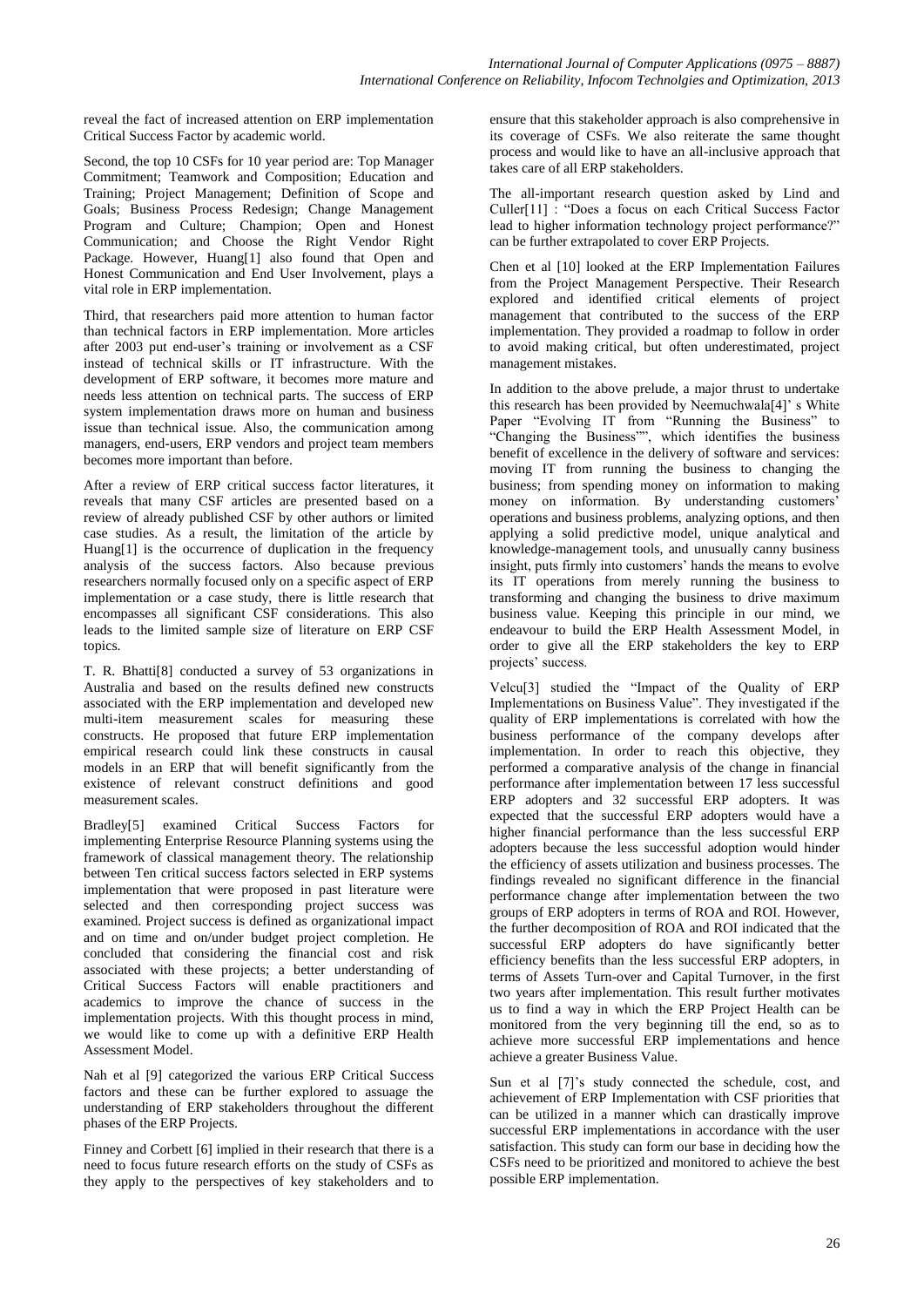reveal the fact of increased attention on ERP implementation Critical Success Factor by academic world.

Second, the top 10 CSFs for 10 year period are: Top Manager Commitment; Teamwork and Composition; Education and Training; Project Management; Definition of Scope and Goals; Business Process Redesign; Change Management Program and Culture; Champion; Open and Honest Communication; and Choose the Right Vendor Right Package. However, Huang[1] also found that Open and Honest Communication and End User Involvement, plays a vital role in ERP implementation.

Third, that researchers paid more attention to human factor than technical factors in ERP implementation. More articles after 2003 put end-user's training or involvement as a CSF instead of technical skills or IT infrastructure. With the development of ERP software, it becomes more mature and needs less attention on technical parts. The success of ERP system implementation draws more on human and business issue than technical issue. Also, the communication among managers, end-users, ERP vendors and project team members becomes more important than before.

After a review of ERP critical success factor literatures, it reveals that many CSF articles are presented based on a review of already published CSF by other authors or limited case studies. As a result, the limitation of the article by Huang[1] is the occurrence of duplication in the frequency analysis of the success factors. Also because previous researchers normally focused only on a specific aspect of ERP implementation or a case study, there is little research that encompasses all significant CSF considerations. This also leads to the limited sample size of literature on ERP CSF topics.

T. R. Bhatti[8] conducted a survey of 53 organizations in Australia and based on the results defined new constructs associated with the ERP implementation and developed new multi-item measurement scales for measuring these constructs. He proposed that future ERP implementation empirical research could link these constructs in causal models in an ERP that will benefit significantly from the existence of relevant construct definitions and good measurement scales.

Bradley[5] examined Critical Success Factors for implementing Enterprise Resource Planning systems using the framework of classical management theory. The relationship between Ten critical success factors selected in ERP systems implementation that were proposed in past literature were selected and then corresponding project success was examined. Project success is defined as organizational impact and on time and on/under budget project completion. He concluded that considering the financial cost and risk associated with these projects; a better understanding of Critical Success Factors will enable practitioners and academics to improve the chance of success in the implementation projects. With this thought process in mind, we would like to come up with a definitive ERP Health Assessment Model.

Nah et al [9] categorized the various ERP Critical Success factors and these can be further explored to assuage the understanding of ERP stakeholders throughout the different phases of the ERP Projects.

Finney and Corbett [6] implied in their research that there is a need to focus future research efforts on the study of CSFs as they apply to the perspectives of key stakeholders and to ensure that this stakeholder approach is also comprehensive in its coverage of CSFs. We also reiterate the same thought process and would like to have an all-inclusive approach that takes care of all ERP stakeholders.

The all-important research question asked by Lind and Culler[11] : "Does a focus on each Critical Success Factor lead to higher information technology project performance?" can be further extrapolated to cover ERP Projects.

Chen et al [10] looked at the ERP Implementation Failures from the Project Management Perspective. Their Research explored and identified critical elements of project management that contributed to the success of the ERP implementation. They provided a roadmap to follow in order to avoid making critical, but often underestimated, project management mistakes.

In addition to the above prelude, a major thrust to undertake this research has been provided by Neemuchwala[4]' s White Paper "Evolving IT from "Running the Business" to "Changing the Business"", which identifies the business benefit of excellence in the delivery of software and services: moving IT from running the business to changing the business; from spending money on information to making money on information. By understanding customers' operations and business problems, analyzing options, and then applying a solid predictive model, unique analytical and knowledge-management tools, and unusually canny business insight, puts firmly into customers' hands the means to evolve its IT operations from merely running the business to transforming and changing the business to drive maximum business value. Keeping this principle in our mind, we endeavour to build the ERP Health Assessment Model, in order to give all the ERP stakeholders the key to ERP projects' success.

Velcu[3] studied the "Impact of the Quality of ERP Implementations on Business Value". They investigated if the quality of ERP implementations is correlated with how the business performance of the company develops after implementation. In order to reach this objective, they performed a comparative analysis of the change in financial performance after implementation between 17 less successful ERP adopters and 32 successful ERP adopters. It was expected that the successful ERP adopters would have a higher financial performance than the less successful ERP adopters because the less successful adoption would hinder the efficiency of assets utilization and business processes. The findings revealed no significant difference in the financial performance change after implementation between the two groups of ERP adopters in terms of ROA and ROI. However, the further decomposition of ROA and ROI indicated that the successful ERP adopters do have significantly better efficiency benefits than the less successful ERP adopters, in terms of Assets Turn-over and Capital Turnover, in the first two years after implementation. This result further motivates us to find a way in which the ERP Project Health can be monitored from the very beginning till the end, so as to achieve more successful ERP implementations and hence achieve a greater Business Value.

Sun et al [7]'s study connected the schedule, cost, and achievement of ERP Implementation with CSF priorities that can be utilized in a manner which can drastically improve successful ERP implementations in accordance with the user satisfaction. This study can form our base in deciding how the CSFs need to be prioritized and monitored to achieve the best possible ERP implementation.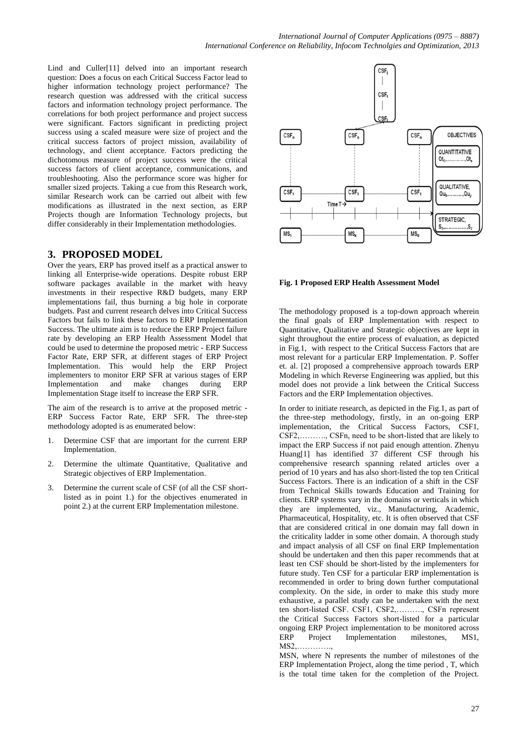Lind and Culler[11] delved into an important research question: Does a focus on each Critical Success Factor lead to higher information technology project performance? The research question was addressed with the critical success factors and information technology project performance. The correlations for both project performance and project success were significant. Factors significant in predicting project success using a scaled measure were size of project and the critical success factors of project mission, availability of technology, and client acceptance. Factors predicting the dichotomous measure of project success were the critical success factors of client acceptance, communications, and troubleshooting. Also the performance score was higher for smaller sized projects. Taking a cue from this Research work, similar Research work can be carried out albeit with few modifications as illustrated in the next section, as ERP Projects though are Information Technology projects, but differ considerably in their Implementation methodologies.

## 3. PROPOSED MODEL

Over the years, ERP has proved itself as a practical answer to linking all Enterprise-wide operations. Despite robust ERP software packages available in the market with heavy investments in their respective R&D budgets, many ERP implementations fail, thus burning a big hole in corporate budgets. Past and current research delves into Critical Success Factors but fails to link these factors to ERP Implementation Success. The ultimate aim is to reduce the ERP Project failure rate by developing an ERP Health Assessment Model that could be used to determine the proposed metric - ERP Success Factor Rate, ERP SFR, at different stages of ERP Project Implementation. This would help the ERP Project implementers to monitor ERP SFR at various stages of ERP Implementation and make changes during ERP Implementation Stage itself to increase the ERP SFR.

The aim of the research is to arrive at the proposed metric - ERP Success Factor Rate, ERP SFR. The three-step methodology adopted is as enumerated below:

1. Determine CSF that are important for the current ERP Implementation.
2. Determine the ultimate Quantitative, Qualitative and Strategic objectives of ERP Implementation.
3. Determine the current scale of CSF (of all the CSF short-listed as in point 1.) for the objectives enumerated in point 2.) at the current ERP Implementation milestone.

**Fig. 1 Proposed ERP Health Assessment Model**

The methodology proposed is a top-down approach wherein the final goals of ERP Implementation with respect to Quantitative, Qualitative and Strategic objectives are kept in sight throughout the entire process of evaluation, as depicted in Fig.1, with respect to the Critical Success Factors that are most relevant for a particular ERP Implementation. P. Soffer et. al. [2] proposed a comprehensive approach towards ERP Modeling in which Reverse Engineering was applied, but this model does not provide a link between the Critical Success Factors and the ERP Implementation objectives.

In order to initiate research, as depicted in the Fig.1, as part of the three-step methodology, firstly, in an on-going ERP implementation, the Critical Success Factors, CSF1, CSF2,………., CSFn, need to be short-listed that are likely to impact the ERP Success if not paid enough attention. Zhenyu Huang[1] has identified 37 different CSF through his comprehensive research spanning related articles over a period of 10 years and has also short-listed the top ten Critical Success Factors. There is an indication of a shift in the CSF from Technical Skills towards Education and Training for clients. ERP systems vary in the domains or verticals in which they are implemented, viz., Manufacturing, Academic, Pharmaceutical, Hospitality, etc. It is often observed that CSF that are considered critical in one domain may fall down in the criticality ladder in some other domain. A thorough study and impact analysis of all CSF on final ERP Implementation should be undertaken and then this paper recommends that at least ten CSF should be short-listed by the implementers for future study. Ten CSF for a particular ERP implementation is recommended in order to bring down further computational complexity. On the side, in order to make this study more exhaustive, a parallel study can be undertaken with the next ten short-listed CSF. CSF1, CSF2,………., CSFn represent the Critical Success Factors short-listed for a particular ongoing ERP Project implementation to be monitored across ERP Project Implementation milestones, MS1, MS2,…………,

MSN, where N represents the number of milestones of the ERP Implementation Project, along the time period , T, which is the total time taken for the completion of the Project.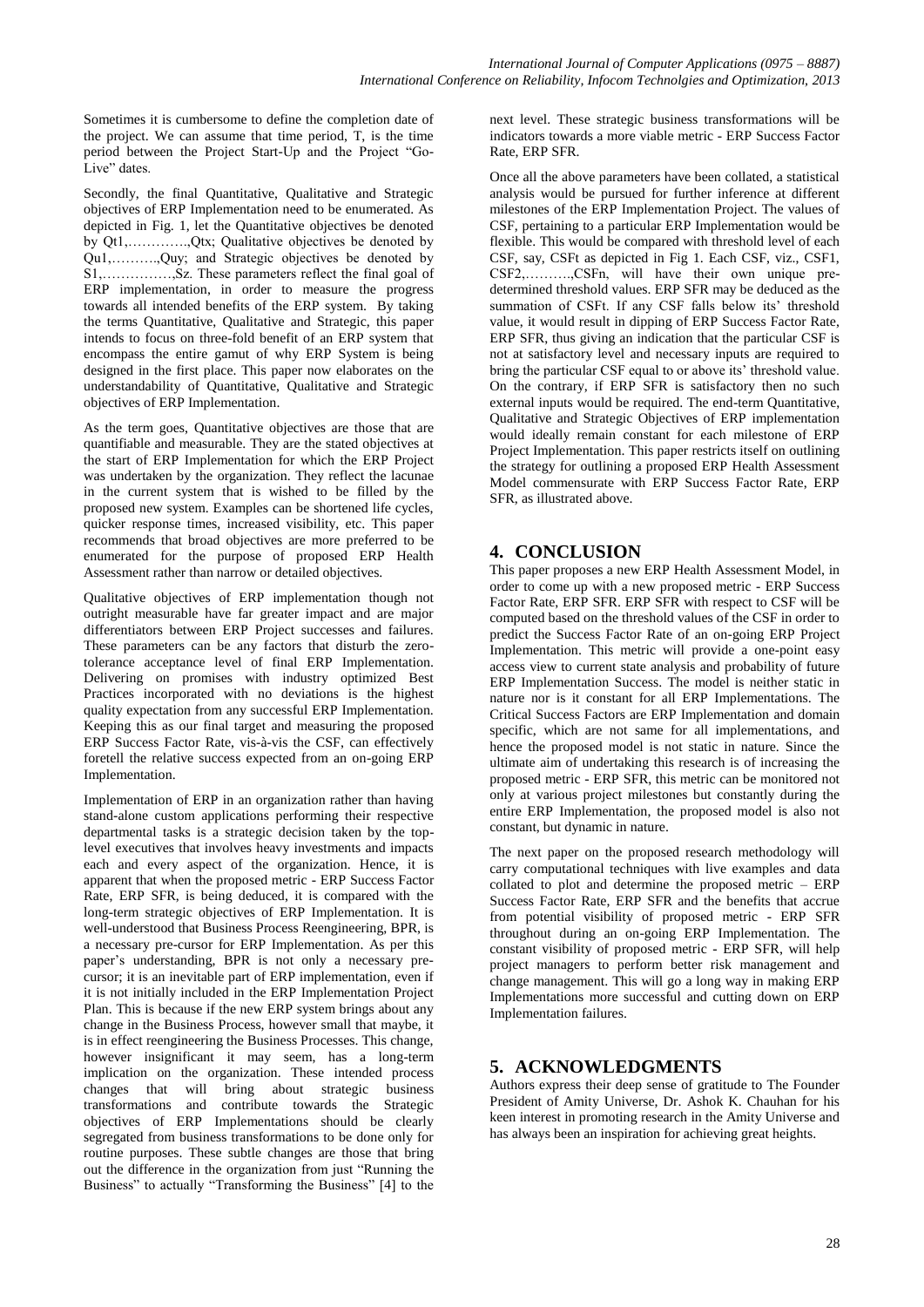Sometimes it is cumbersome to define the completion date of the project. We can assume that time period, T, is the time period between the Project Start-Up and the Project "Go-Live" dates.

Secondly, the final Quantitative, Qualitative and Strategic objectives of ERP Implementation need to be enumerated. As depicted in Fig. 1, let the Quantitative objectives be denoted by Qt1,…………,Qtx; Qualitative objectives be denoted by Qu1,……….,Quy; and Strategic objectives be denoted by S1,…………….,Sz. These parameters reflect the final goal of ERP implementation, in order to measure the progress towards all intended benefits of the ERP system. By taking the terms Quantitative, Qualitative and Strategic, this paper intends to focus on three-fold benefit of an ERP system that encompass the entire gamut of why ERP System is being designed in the first place. This paper now elaborates on the understandability of Quantitative, Qualitative and Strategic objectives of ERP Implementation.

As the term goes, Quantitative objectives are those that are quantifiable and measurable. They are the stated objectives at the start of ERP Implementation for which the ERP Project was undertaken by the organization. They reflect the lacunae in the current system that is wished to be filled by the proposed new system. Examples can be shortened life cycles, quicker response times, increased visibility, etc. This paper recommends that broad objectives are more preferred to be enumerated for the purpose of proposed ERP Health Assessment rather than narrow or detailed objectives.

Qualitative objectives of ERP implementation though not outright measurable have far greater impact and are major differentiators between ERP Project successes and failures. These parameters can be any factors that disturb the zero-tolerance acceptance level of final ERP Implementation. Delivering on promises with industry optimized Best Practices incorporated with no deviations is the highest quality expectation from any successful ERP Implementation. Keeping this as our final target and measuring the proposed ERP Success Factor Rate, vis-à-vis the CSF, can effectively foretell the relative success expected from an on-going ERP Implementation.

Implementation of ERP in an organization rather than having stand-alone custom applications performing their respective departmental tasks is a strategic decision taken by the top-level executives that involves heavy investments and impacts each and every aspect of the organization. Hence, it is apparent that when the proposed metric - ERP Success Factor Rate, ERP SFR, is being deduced, it is compared with the long-term strategic objectives of ERP Implementation. It is well-understood that Business Process Reengineering, BPR, is a necessary pre-cursor for ERP Implementation. As per this paper's understanding, BPR is not only a necessary pre-cursor; it is an inevitable part of ERP implementation, even if it is not initially included in the ERP Implementation Project Plan. This is because if the new ERP system brings about any change in the Business Process, however small that maybe, it is in effect reengineering the Business Processes. This change, however insignificant it may seem, has a long-term implication on the organization. These intended process changes that will bring about strategic business transformations and contribute towards the Strategic objectives of ERP Implementations should be clearly segregated from business transformations to be done only for routine purposes. These subtle changes are those that bring out the difference in the organization from just "Running the Business" to actually "Transforming the Business" [4] to the next level. These strategic business transformations will be indicators towards a more viable metric - ERP Success Factor Rate, ERP SFR.

Once all the above parameters have been collated, a statistical analysis would be pursued for further inference at different milestones of the ERP Implementation Project. The values of CSF, pertaining to a particular ERP Implementation would be flexible. This would be compared with threshold level of each CSF, say, CSFt as depicted in Fig 1. Each CSF, viz., CSF1, CSF2,……….,CSFn, will have their own unique pre-determined threshold values. ERP SFR may be deduced as the summation of CSFt. If any CSF falls below its' threshold value, it would result in dipping of ERP Success Factor Rate, ERP SFR, thus giving an indication that the particular CSF is not at satisfactory level and necessary inputs are required to bring the particular CSF equal to or above its' threshold value. On the contrary, if ERP SFR is satisfactory then no such external inputs would be required. The end-term Quantitative, Qualitative and Strategic Objectives of ERP implementation would ideally remain constant for each milestone of ERP Project Implementation. This paper restricts itself on outlining the strategy for outlining a proposed ERP Health Assessment Model commensurate with ERP Success Factor Rate, ERP SFR, as illustrated above.

## 4. CONCLUSION

This paper proposes a new ERP Health Assessment Model, in order to come up with a new proposed metric - ERP Success Factor Rate, ERP SFR. ERP SFR with respect to CSF will be computed based on the threshold values of the CSF in order to predict the Success Factor Rate of an on-going ERP Project Implementation. This metric will provide a one-point easy access view to current state analysis and probability of future ERP Implementation Success. The model is neither static in nature nor is it constant for all ERP Implementations. The Critical Success Factors are ERP Implementation and domain specific, which are not same for all implementations, and hence the proposed model is not static in nature. Since the ultimate aim of undertaking this research is of increasing the proposed metric - ERP SFR, this metric can be monitored not only at various project milestones but constantly during the entire ERP Implementation, the proposed model is also not constant, but dynamic in nature.

The next paper on the proposed research methodology will carry computational techniques with live examples and data collated to plot and determine the proposed metric – ERP Success Factor Rate, ERP SFR and the benefits that accrue from potential visibility of proposed metric - ERP SFR throughout during an on-going ERP Implementation. The constant visibility of proposed metric - ERP SFR, will help project managers to perform better risk management and change management. This will go a long way in making ERP Implementations more successful and cutting down on ERP Implementation failures.

## 5. ACKNOWLEDGMENTS

Authors express their deep sense of gratitude to The Founder President of Amity Universe, Dr. Ashok K. Chauhan for his keen interest in promoting research in the Amity Universe and has always been an inspiration for achieving great heights.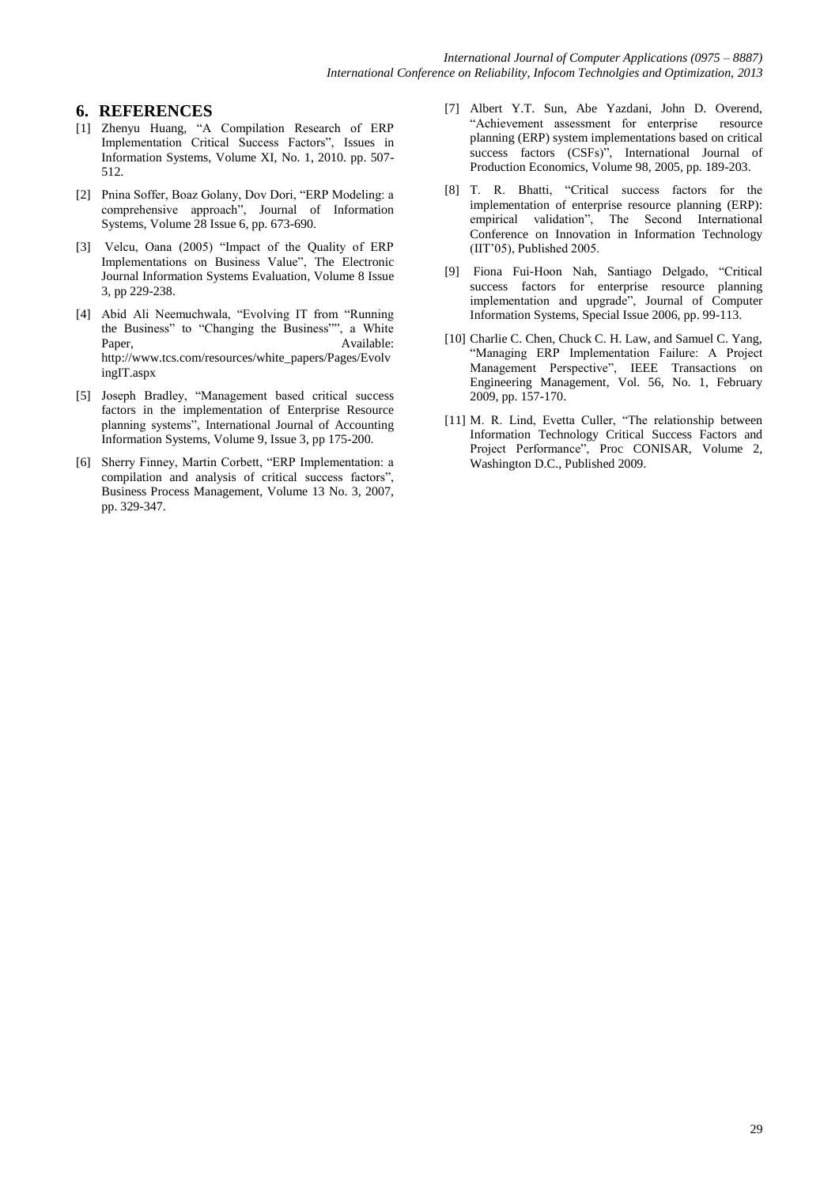## 6. REFERENCES

[1] Zhenyu Huang, "A Compilation Research of ERP Implementation Critical Success Factors", Issues in Information Systems, Volume XI, No. 1, 2010. pp. 507-512.

[2] Pnina Soffer, Boaz Golany, Dov Dori, "ERP Modeling: a comprehensive approach", Journal of Information Systems, Volume 28 Issue 6, pp. 673-690.

[3] Velcu, Oana (2005) "Impact of the Quality of ERP Implementations on Business Value", The Electronic Journal Information Systems Evaluation, Volume 8 Issue 3, pp 229-238.

[4] Abid Ali Neemuchwala, "Evolving IT from "Running the Business" to "Changing the Business"", a White Paper, Available: http://www.tcs.com/resources/white_papers/Pages/EvolvingIT.aspx

[5] Joseph Bradley, "Management based critical success factors in the implementation of Enterprise Resource planning systems", International Journal of Accounting Information Systems, Volume 9, Issue 3, pp 175-200.

[6] Sherry Finney, Martin Corbett, "ERP Implementation: a compilation and analysis of critical success factors", Business Process Management, Volume 13 No. 3, 2007, pp. 329-347.

[7] Albert Y.T. Sun, Abe Yazdani, John D. Overend, "Achievement assessment for enterprise resource planning (ERP) system implementations based on critical success factors (CSFs)", International Journal of Production Economics, Volume 98, 2005, pp. 189-203.

[8] T. R. Bhatti, "Critical success factors for the implementation of enterprise resource planning (ERP): empirical validation", The Second International Conference on Innovation in Information Technology (IIT'05), Published 2005.

[9] Fiona Fui-Hoon Nah, Santiago Delgado, "Critical success factors for enterprise resource planning implementation and upgrade", Journal of Computer Information Systems, Special Issue 2006, pp. 99-113.

[10] Charlie C. Chen, Chuck C. H. Law, and Samuel C. Yang, "Managing ERP Implementation Failure: A Project Management Perspective", IEEE Transactions on Engineering Management, Vol. 56, No. 1, February 2009, pp. 157-170.

[11] M. R. Lind, Evetta Culler, "The relationship between Information Technology Critical Success Factors and Project Performance", Proc CONISAR, Volume 2, Washington D.C., Published 2009.